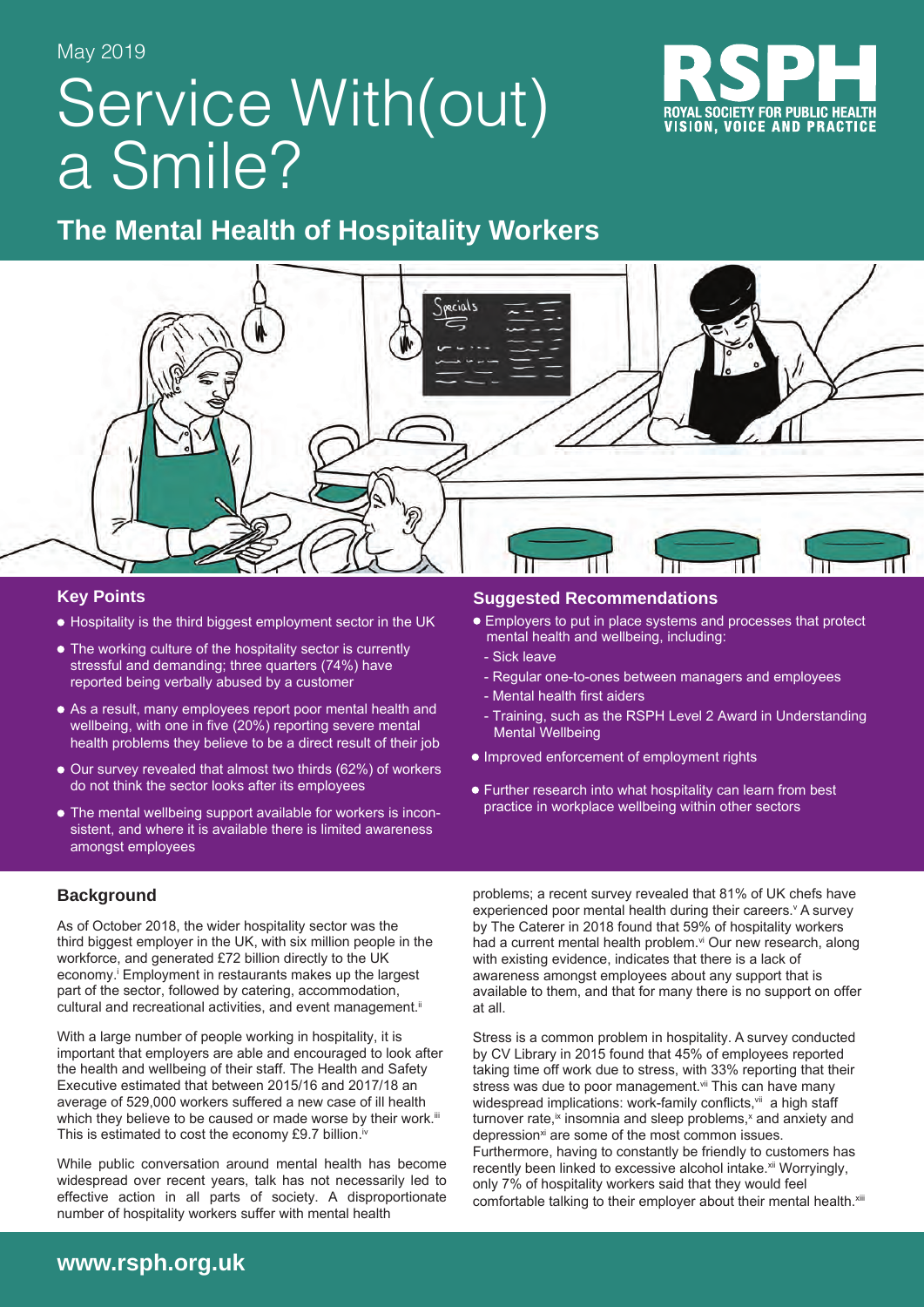May 2019

# Service With(out) a Smile?

## The Mental Health of Hospitality Workers

### Key Points

- Hospitality is the third biggest employment sector in the UK
- The working culture of the hospitality sector is currently stressful and demanding; three quarters (74%) have reported being verbally abused by a customer
- As a result, many employees report poor mental health and wellbeing, with one in five (20%) reporting severe mental health problems they believe to be a direct result of their job
- Our survey revealed that almost two thirds (62%) of workers do not think the sector looks after its employees
- The mental wellbeing support available for workers is inconsistent, and where it is available there is limited awareness amongst employees

### Suggested Recommendations

- Employers to put in place systems and processes that protect mental health and wellbeing, including:
  - Sick leave
  - Regular one-to-ones between managers and employees
  - Mental health first aiders
  - Training, such as the RSPH Level 2 Award in Understanding Mental Wellbeing
- Improved enforcement of employment rights
- Further research into what hospitality can learn from best practice in workplace wellbeing within other sectors

### Background

As of October 2018, the wider hospitality sector was the third biggest employer in the UK, with six million people in the workforce, and generated £72 billion directly to the UK economy.[i] Employment in restaurants makes up the largest part of the sector, followed by catering, accommodation, cultural and recreational activities, and event management.[ii]

With a large number of people working in hospitality, it is important that employers are able and encouraged to look after the health and wellbeing of their staff. The Health and Safety Executive estimated that between 2015/16 and 2017/18 an average of 529,000 workers suffered a new case of ill health which they believe to be caused or made worse by their work.[iii] This is estimated to cost the economy £9.7 billion.[iv]

While public conversation around mental health has become widespread over recent years, talk has not necessarily led to effective action in all parts of society. A disproportionate number of hospitality workers suffer with mental health problems; a recent survey revealed that 81% of UK chefs have experienced poor mental health during their careers.[v] A survey by The Caterer in 2018 found that 59% of hospitality workers had a current mental health problem.[vi] Our new research, along with existing evidence, indicates that there is a lack of awareness amongst employees about any support that is available to them, and that for many there is no support on offer at all.

Stress is a common problem in hospitality. A survey conducted by CV Library in 2015 found that 45% of employees reported taking time off work due to stress, with 33% reporting that their stress was due to poor management.[vii] This can have many widespread implications: work-family conflicts,[vii] a high staff turnover rate,[ix] insomnia and sleep problems,[x] and anxiety and depression[xi] are some of the most common issues. Furthermore, having to constantly be friendly to customers has recently been linked to excessive alcohol intake.[xii] Worryingly, only 7% of hospitality workers said that they would feel comfortable talking to their employer about their mental health.[xiii]

www.rsph.org.uk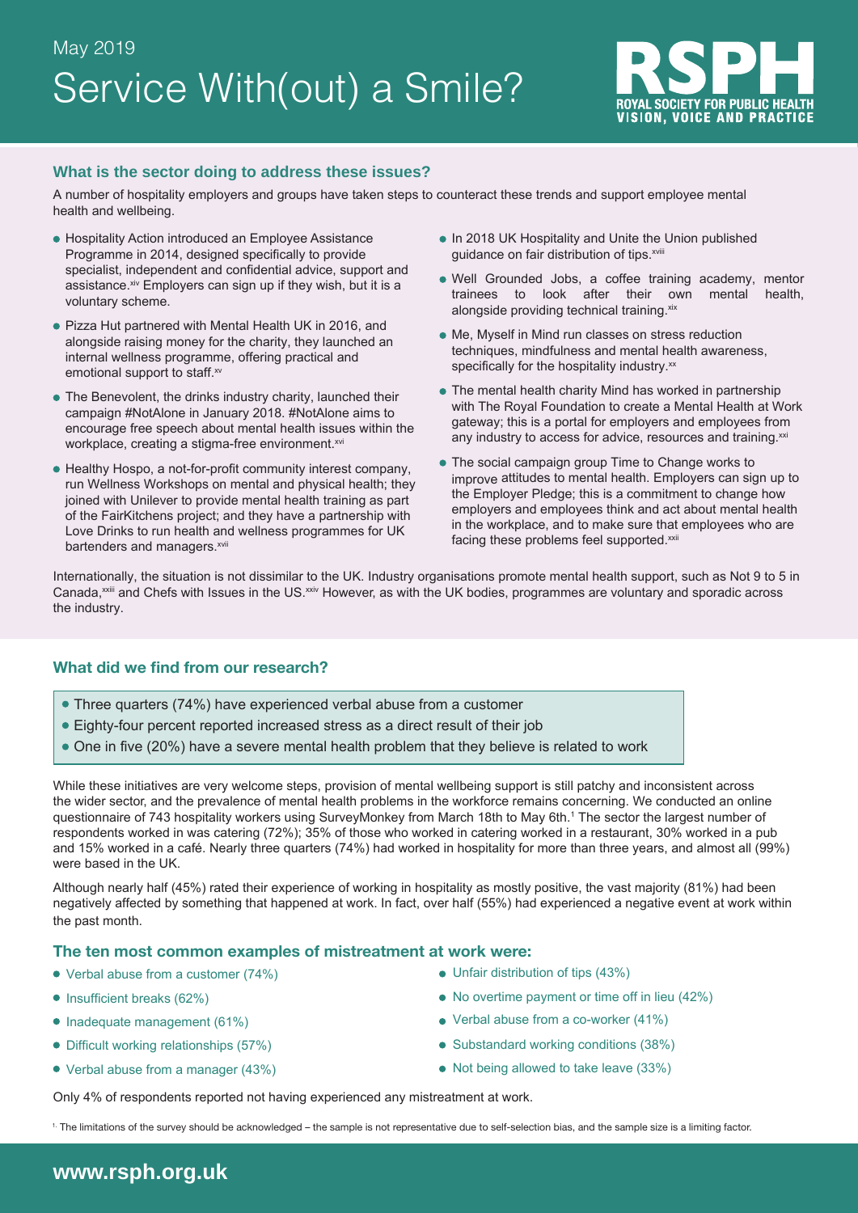## What is the sector doing to address these issues?

A number of hospitality employers and groups have taken steps to counteract these trends and support employee mental health and wellbeing.

- Hospitality Action introduced an Employee Assistance Programme in 2014, designed specifically to provide specialist, independent and confidential advice, support and assistance.[xiv] Employers can sign up if they wish, but it is a voluntary scheme.
- Pizza Hut partnered with Mental Health UK in 2016, and alongside raising money for the charity, they launched an internal wellness programme, offering practical and emotional support to staff.[xv]
- The Benevolent, the drinks industry charity, launched their campaign #NotAlone in January 2018. #NotAlone aims to encourage free speech about mental health issues within the workplace, creating a stigma-free environment.[xvi]
- Healthy Hospo, a not-for-profit community interest company, run Wellness Workshops on mental and physical health; they joined with Unilever to provide mental health training as part of the FairKitchens project; and they have a partnership with Love Drinks to run health and wellness programmes for UK bartenders and managers.[xvii]
- In 2018 UK Hospitality and Unite the Union published guidance on fair distribution of tips.[xviii]
- Well Grounded Jobs, a coffee training academy, mentor trainees to look after their own mental health, alongside providing technical training.[xix]
- Me, Myself in Mind run classes on stress reduction techniques, mindfulness and mental health awareness, specifically for the hospitality industry.[xx]
- The mental health charity Mind has worked in partnership with The Royal Foundation to create a Mental Health at Work gateway; this is a portal for employers and employees from any industry to access for advice, resources and training.[xxi]
- The social campaign group Time to Change works to improve attitudes to mental health. Employers can sign up to the Employer Pledge; this is a commitment to change how employers and employees think and act about mental health in the workplace, and to make sure that employees who are facing these problems feel supported.[xxii]

Internationally, the situation is not dissimilar to the UK. Industry organisations promote mental health support, such as Not 9 to 5 in Canada,[xxiii] and Chefs with Issues in the US.[xxiv] However, as with the UK bodies, programmes are voluntary and sporadic across the industry.

## What did we find from our research?

- Three quarters (74%) have experienced verbal abuse from a customer
- Eighty-four percent reported increased stress as a direct result of their job
- One in five (20%) have a severe mental health problem that they believe is related to work

While these initiatives are very welcome steps, provision of mental wellbeing support is still patchy and inconsistent across the wider sector, and the prevalence of mental health problems in the workforce remains concerning. We conducted an online questionnaire of 743 hospitality workers using SurveyMonkey from March 18th to May 6th.[1] The sector the largest number of respondents worked in was catering (72%); 35% of those who worked in catering worked in a restaurant, 30% worked in a pub and 15% worked in a café. Nearly three quarters (74%) had worked in hospitality for more than three years, and almost all (99%) were based in the UK.

Although nearly half (45%) rated their experience of working in hospitality as mostly positive, the vast majority (81%) had been negatively affected by something that happened at work. In fact, over half (55%) had experienced a negative event at work within the past month.

### The ten most common examples of mistreatment at work were:

- Verbal abuse from a customer (74%)
- Insufficient breaks (62%)
- Inadequate management (61%)
- Difficult working relationships (57%)
- Verbal abuse from a manager (43%)
- Unfair distribution of tips (43%)
- No overtime payment or time off in lieu (42%)
- Verbal abuse from a co-worker (41%)
- Substandard working conditions (38%)
- Not being allowed to take leave (33%)

Only 4% of respondents reported not having experienced any mistreatment at work.

[1] The limitations of the survey should be acknowledged – the sample is not representative due to self-selection bias, and the sample size is a limiting factor.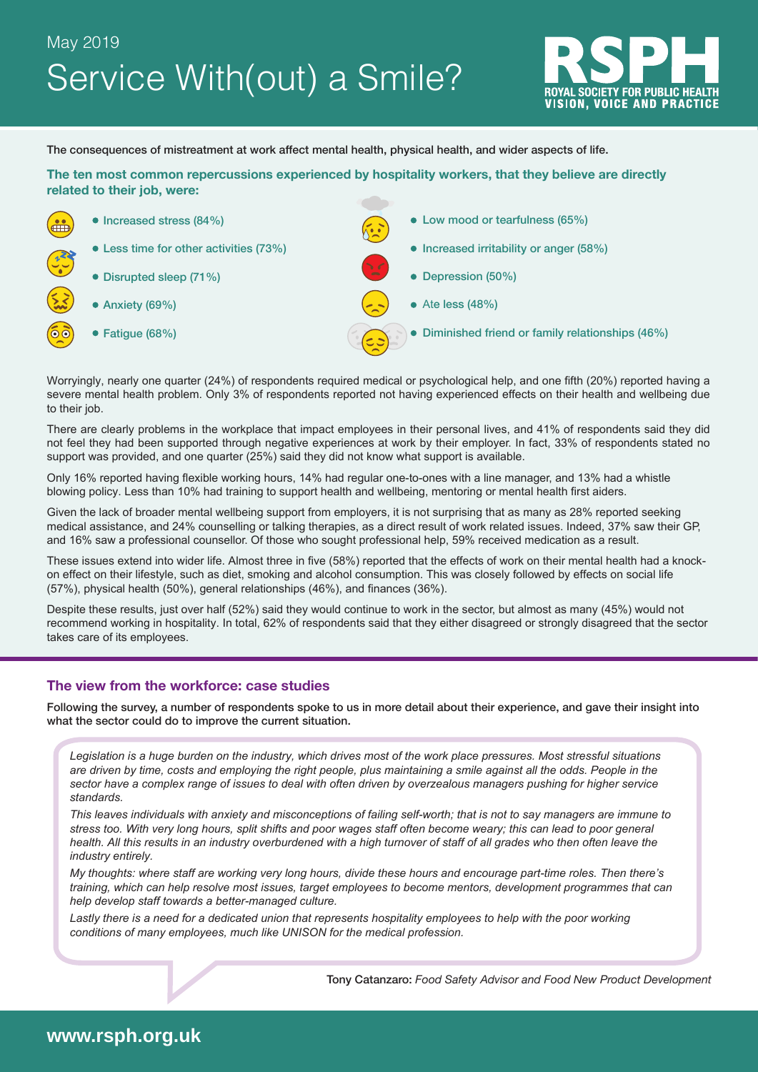May 2019

# Service With(out) a Smile?

**The consequences of mistreatment at work affect mental health, physical health, and wider aspects of life.**

**The ten most common repercussions experienced by hospitality workers, that they believe are directly related to their job, were:**

- Increased stress (84%)
- Less time for other activities (73%)
- Disrupted sleep (71%)
- Anxiety (69%)
- Fatigue (68%)
- Low mood or tearfulness (65%)
- Increased irritability or anger (58%)
- Depression (50%)
- Ate less (48%)
- Diminished friend or family relationships (46%)

Worryingly, nearly one quarter (24%) of respondents required medical or psychological help, and one fifth (20%) reported having a severe mental health problem. Only 3% of respondents reported not having experienced effects on their health and wellbeing due to their job.

There are clearly problems in the workplace that impact employees in their personal lives, and 41% of respondents said they did not feel they had been supported through negative experiences at work by their employer. In fact, 33% of respondents stated no support was provided, and one quarter (25%) said they did not know what support is available.

Only 16% reported having flexible working hours, 14% had regular one-to-ones with a line manager, and 13% had a whistle blowing policy. Less than 10% had training to support health and wellbeing, mentoring or mental health first aiders.

Given the lack of broader mental wellbeing support from employers, it is not surprising that as many as 28% reported seeking medical assistance, and 24% counselling or talking therapies, as a direct result of work related issues. Indeed, 37% saw their GP, and 16% saw a professional counsellor. Of those who sought professional help, 59% received medication as a result.

These issues extend into wider life. Almost three in five (58%) reported that the effects of work on their mental health had a knock-on effect on their lifestyle, such as diet, smoking and alcohol consumption. This was closely followed by effects on social life (57%), physical health (50%), general relationships (46%), and finances (36%).

Despite these results, just over half (52%) said they would continue to work in the sector, but almost as many (45%) would not recommend working in hospitality. In total, 62% of respondents said that they either disagreed or strongly disagreed that the sector takes care of its employees.

## The view from the workforce: case studies

**Following the survey, a number of respondents spoke to us in more detail about their experience, and gave their insight into what the sector could do to improve the current situation.**

*Legislation is a huge burden on the industry, which drives most of the work place pressures. Most stressful situations are driven by time, costs and employing the right people, plus maintaining a smile against all the odds. People in the sector have a complex range of issues to deal with often driven by overzealous managers pushing for higher service standards.*

*This leaves individuals with anxiety and misconceptions of failing self-worth; that is not to say managers are immune to stress too. With very long hours, split shifts and poor wages staff often become weary; this can lead to poor general health. All this results in an industry overburdened with a high turnover of staff of all grades who then often leave the industry entirely.*

*My thoughts: where staff are working very long hours, divide these hours and encourage part-time roles. Then there's training, which can help resolve most issues, target employees to become mentors, development programmes that can help develop staff towards a better-managed culture.*

*Lastly there is a need for a dedicated union that represents hospitality employees to help with the poor working conditions of many employees, much like UNISON for the medical profession.*

**Tony Catanzaro:** *Food Safety Advisor and Food New Product Development*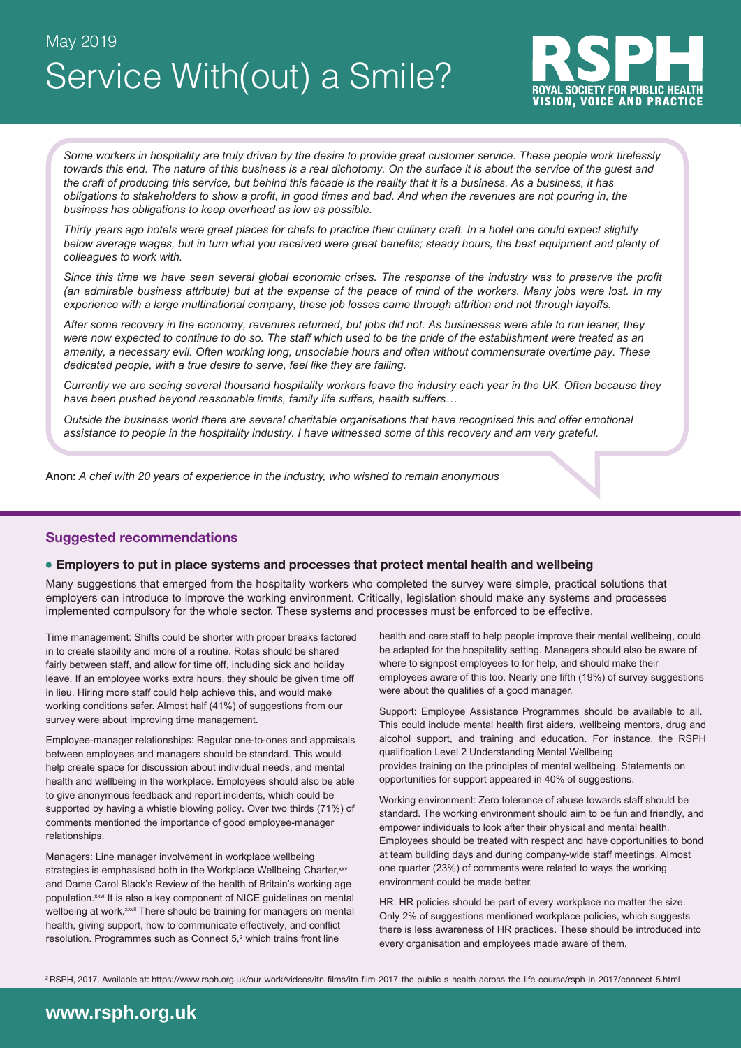May 2019

# Service With(out) a Smile?

*Some workers in hospitality are truly driven by the desire to provide great customer service. These people work tirelessly towards this end. The nature of this business is a real dichotomy. On the surface it is about the service of the guest and the craft of producing this service, but behind this facade is the reality that it is a business. As a business, it has obligations to stakeholders to show a profit, in good times and bad. And when the revenues are not pouring in, the business has obligations to keep overhead as low as possible.*

*Thirty years ago hotels were great places for chefs to practice their culinary craft. In a hotel one could expect slightly below average wages, but in turn what you received were great benefits; steady hours, the best equipment and plenty of colleagues to work with.*

*Since this time we have seen several global economic crises. The response of the industry was to preserve the profit (an admirable business attribute) but at the expense of the peace of mind of the workers. Many jobs were lost. In my experience with a large multinational company, these job losses came through attrition and not through layoffs.*

*After some recovery in the economy, revenues returned, but jobs did not. As businesses were able to run leaner, they were now expected to continue to do so. The staff which used to be the pride of the establishment were treated as an amenity, a necessary evil. Often working long, unsociable hours and often without commensurate overtime pay. These dedicated people, with a true desire to serve, feel like they are failing.*

*Currently we are seeing several thousand hospitality workers leave the industry each year in the UK. Often because they have been pushed beyond reasonable limits, family life suffers, health suffers…*

*Outside the business world there are several charitable organisations that have recognised this and offer emotional assistance to people in the hospitality industry. I have witnessed some of this recovery and am very grateful.*

**Anon:** *A chef with 20 years of experience in the industry, who wished to remain anonymous*

## Suggested recommendations

- **Employers to put in place systems and processes that protect mental health and wellbeing**

Many suggestions that emerged from the hospitality workers who completed the survey were simple, practical solutions that employers can introduce to improve the working environment. Critically, legislation should make any systems and processes implemented compulsory for the whole sector. These systems and processes must be enforced to be effective.

Time management: Shifts could be shorter with proper breaks factored in to create stability and more of a routine. Rotas should be shared fairly between staff, and allow for time off, including sick and holiday leave. If an employee works extra hours, they should be given time off in lieu. Hiring more staff could help achieve this, and would make working conditions safer. Almost half (41%) of suggestions from our survey were about improving time management.

Employee-manager relationships: Regular one-to-ones and appraisals between employees and managers should be standard. This would help create space for discussion about individual needs, and mental health and wellbeing in the workplace. Employees should also be able to give anonymous feedback and report incidents, which could be supported by having a whistle blowing policy. Over two thirds (71%) of comments mentioned the importance of good employee-manager relationships.

Managers: Line manager involvement in workplace wellbeing strategies is emphasised both in the Workplace Wellbeing Charter,[xxv] and Dame Carol Black's Review of the health of Britain's working age population.[xxvi] It is also a key component of NICE guidelines on mental wellbeing at work.[xxvii] There should be training for managers on mental health, giving support, how to communicate effectively, and conflict resolution. Programmes such as Connect 5,[2] which trains front line health and care staff to help people improve their mental wellbeing, could be adapted for the hospitality setting. Managers should also be aware of where to signpost employees to for help, and should make their employees aware of this too. Nearly one fifth (19%) of survey suggestions were about the qualities of a good manager.

Support: Employee Assistance Programmes should be available to all. This could include mental health first aiders, wellbeing mentors, drug and alcohol support, and training and education. For instance, the RSPH qualification Level 2 Understanding Mental Wellbeing provides training on the principles of mental wellbeing. Statements on opportunities for support appeared in 40% of suggestions.

Working environment: Zero tolerance of abuse towards staff should be standard. The working environment should aim to be fun and friendly, and empower individuals to look after their physical and mental health. Employees should be treated with respect and have opportunities to bond at team building days and during company-wide staff meetings. Almost one quarter (23%) of comments were related to ways the working environment could be made better.

HR: HR policies should be part of every workplace no matter the size. Only 2% of suggestions mentioned workplace policies, which suggests there is less awareness of HR practices. These should be introduced into every organisation and employees made aware of them.

[2] RSPH, 2017. Available at: https://www.rsph.org.uk/our-work/videos/itn-films/itn-film-2017-the-public-s-health-across-the-life-course/rsph-in-2017/connect-5.html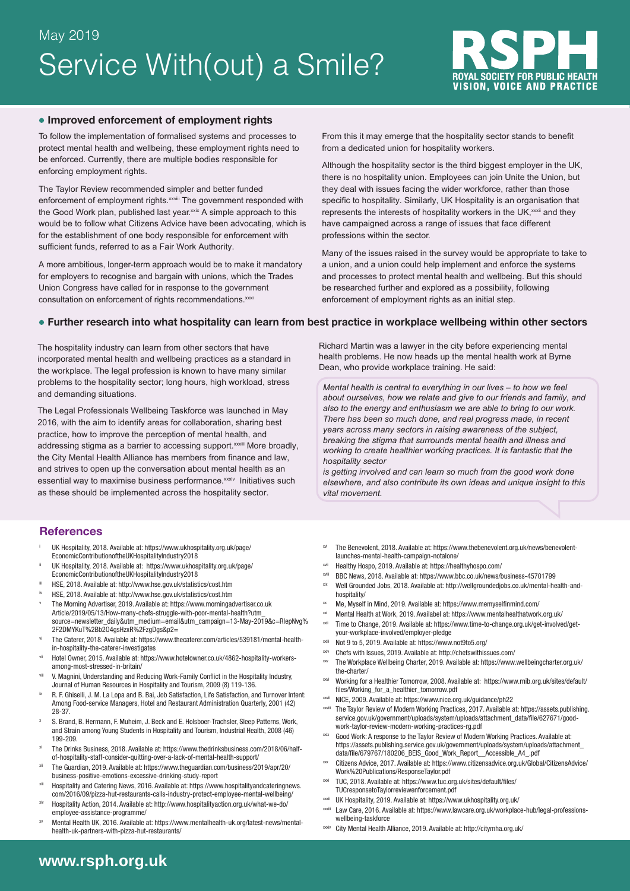May 2019

# Service With(out) a Smile?

## • Improved enforcement of employment rights

To follow the implementation of formalised systems and processes to protect mental health and wellbeing, these employment rights need to be enforced. Currently, there are multiple bodies responsible for enforcing employment rights.

The Taylor Review recommended simpler and better funded enforcement of employment rights.[xxviii] The government responded with the Good Work plan, published last year.[xxix] A simple approach to this would be to follow what Citizens Advice have been advocating, which is for the establishment of one body responsible for enforcement with sufficient funds, referred to as a Fair Work Authority.

A more ambitious, longer-term approach would be to make it mandatory for employers to recognise and bargain with unions, which the Trades Union Congress have called for in response to the government consultation on enforcement of rights recommendations.[xxxi]

From this it may emerge that the hospitality sector stands to benefit from a dedicated union for hospitality workers.

Although the hospitality sector is the third biggest employer in the UK, there is no hospitality union. Employees can join Unite the Union, but they deal with issues facing the wider workforce, rather than those specific to hospitality. Similarly, UK Hospitality is an organisation that represents the interests of hospitality workers in the UK,[xxxii] and they have campaigned across a range of issues that face different professions within the sector.

Many of the issues raised in the survey would be appropriate to take to a union, and a union could help implement and enforce the systems and processes to protect mental health and wellbeing. But this should be researched further and explored as a possibility, following enforcement of employment rights as an initial step.

## • Further research into what hospitality can learn from best practice in workplace wellbeing within other sectors

The hospitality industry can learn from other sectors that have incorporated mental health and wellbeing practices as a standard in the workplace. The legal profession is known to have many similar problems to the hospitality sector; long hours, high workload, stress and demanding situations.

The Legal Professionals Wellbeing Taskforce was launched in May 2016, with the aim to identify areas for collaboration, sharing best practice, how to improve the perception of mental health, and addressing stigma as a barrier to accessing support.[xxxiii] More broadly, the City Mental Health Alliance has members from finance and law, and strives to open up the conversation about mental health as an essential way to maximise business performance.[xxxiv] Initiatives such as these should be implemented across the hospitality sector.

Richard Martin was a lawyer in the city before experiencing mental health problems. He now heads up the mental health work at Byrne Dean, who provide workplace training. He said:

*Mental health is central to everything in our lives – to how we feel about ourselves, how we relate and give to our friends and family, and also to the energy and enthusiasm we are able to bring to our work. There has been so much done, and real progress made, in recent years across many sectors in raising awareness of the subject, breaking the stigma that surrounds mental health and illness and working to create healthier working practices. It is fantastic that the hospitality sector is getting involved and can learn so much from the good work done elsewhere, and also contribute its own ideas and unique insight to this vital movement.*

## References

- [i] UK Hospitality, 2018. Available at: https://www.ukhospitality.org.uk/page/EconomicContributionoftheUKHospitalityIndustry2018
- [ii] UK Hospitality, 2018. Available at: https://www.ukhospitality.org.uk/page/EconomicContributionoftheUKHospitalityIndustry2018
- [iii] HSE, 2018. Available at: http://www.hse.gov.uk/statistics/cost.htm
- [iv] HSE, 2018. Available at: http://www.hse.gov.uk/statistics/cost.htm
- [v] The Morning Advertiser, 2019. Available at: https://www.morningadvertiser.co.uk Article/2019/05/13/How-many-chefs-struggle-with-poor-mental-health?utm_source=newsletter_daily&utm_medium=email&utm_campaign=13-May-2019&c=RlepNvg%2F2DMYKuT%2Bb2O4gsHzxR%2FzgDgs&p2=
- [vi] The Caterer, 2018. Available at: https://www.thecaterer.com/articles/539181/mental-health-in-hospitality-the-caterer-investigates
- [vii] Hotel Owner, 2015. Available at: https://www.hotelowner.co.uk/4862-hospitality-workers-among-most-stressed-in-britain/
- [viii] V. Magnini, Understanding and Reducing Work-Family Conflict in the Hospitality Industry, Journal of Human Resources in Hospitality and Tourism, 2009 (8) 119-136.
- [ix] R. F. Ghiselli, J. M. La Lopa and B. Bai, Job Satisfaction, Life Satisfaction, and Turnover Intent: Among Food-service Managers, Hotel and Restaurant Administration Quarterly, 2001 (42) 28-37.
- [x] S. Brand, B. Hermann, F. Muheim, J. Beck and E. Holsboer-Trachsler, Sleep Patterns, Work, and Strain among Young Students in Hospitality and Tourism, Industrial Health, 2008 (46) 199-209.
- [xi] The Drinks Business, 2018. Available at: https://www.thedrinksbusiness.com/2018/06/half-of-hospitality-staff-consider-quitting-over-a-lack-of-mental-health-support/
- [xii] The Guardian, 2019. Available at: https://www.theguardian.com/business/2019/apr/20/business-positive-emotions-excessive-drinking-study-report
- [xiii] Hospitality and Catering News, 2016. Available at: https://www.hospitalityandcateringnews.com/2016/09/pizza-hut-restaurants-calls-industry-protect-employee-mental-wellbeing/
- [xiv] Hospitality Action, 2014. Available at: http://www.hospitalityaction.org.uk/what-we-do/employee-assistance-programme/
- [xv] Mental Health UK, 2016. Available at: https://www.mentalhealth-uk.org/latest-news/mental-health-uk-partners-with-pizza-hut-restaurants/
- [xvi] The Benevolent, 2018. Available at: https://www.thebenevolent.org.uk/news/benevolent-launches-mental-health-campaign-notalone/
- [xvii] Healthy Hospo, 2019. Available at: https://healthyhospo.com/
- [xviii] BBC News, 2018. Available at: https://www.bbc.co.uk/news/business-45701799
- [xix] Well Grounded Jobs, 2018. Available at: http://wellgroundedjobs.co.uk/mental-health-and-hospitality/
- [xx] Me, Myself in Mind, 2019. Available at: https://www.memyselfinmind.com/
- [xxi] Mental Health at Work, 2019. Availabel at: https://www.mentalhealthatwork.org.uk/
- [xxii] Time to Change, 2019. Available at: https://www.time-to-change.org.uk/get-involved/get-your-workplace-involved/employer-pledge
- [xxiii] Not 9 to 5, 2019. Available at: https://www.not9to5.org/
- [xxiv] Chefs with Issues, 2019. Available at: http://chefswithissues.com/
- [xxv] The Workplace Wellbeing Charter, 2019. Available at: https://www.wellbeingcharter.org.uk/the-charter/
- [xxvi] Working for a Healthier Tomorrow, 2008. Available at: https://www.rnib.org.uk/sites/default/files/Working_for_a_healthier_tomorrow.pdf
- [xxvii] NICE, 2009. Available at: https://www.nice.org.uk/guidance/ph22
- [xxviii] The Taylor Review of Modern Working Practices, 2017. Available at: https://assets.publishing.service.gov.uk/government/uploads/system/uploads/attachment_data/file/627671/good-work-taylor-review-modern-working-practices-rg.pdf
- [xxix] Good Work: A response to the Taylor Review of Modern Working Practices. Available at: https://assets.publishing.service.gov.uk/government/uploads/system/uploads/attachment_data/file/679767/180206_BEIS_Good_Work_Report__Accessible_A4_.pdf
- [xxx] Citizens Advice, 2017. Available at: https://www.citizensadvice.org.uk/Global/CitizensAdvice/Work%20Publications/ResponseTaylor.pdf
- [xxxi] TUC, 2018. Available at: https://www.tuc.org.uk/sites/default/files/TUCresponsetoTaylorreviewenforcement.pdf
- [xxxii] UK Hospitality, 2019. Available at: https://www.ukhospitality.org.uk/
- [xxxiii] Law Care, 2016. Available at: https://www.lawcare.org.uk/workplace-hub/legal-professions-wellbeing-taskforce
- [xxxiv] City Mental Health Alliance, 2019. Available at: http://citymha.org.uk/